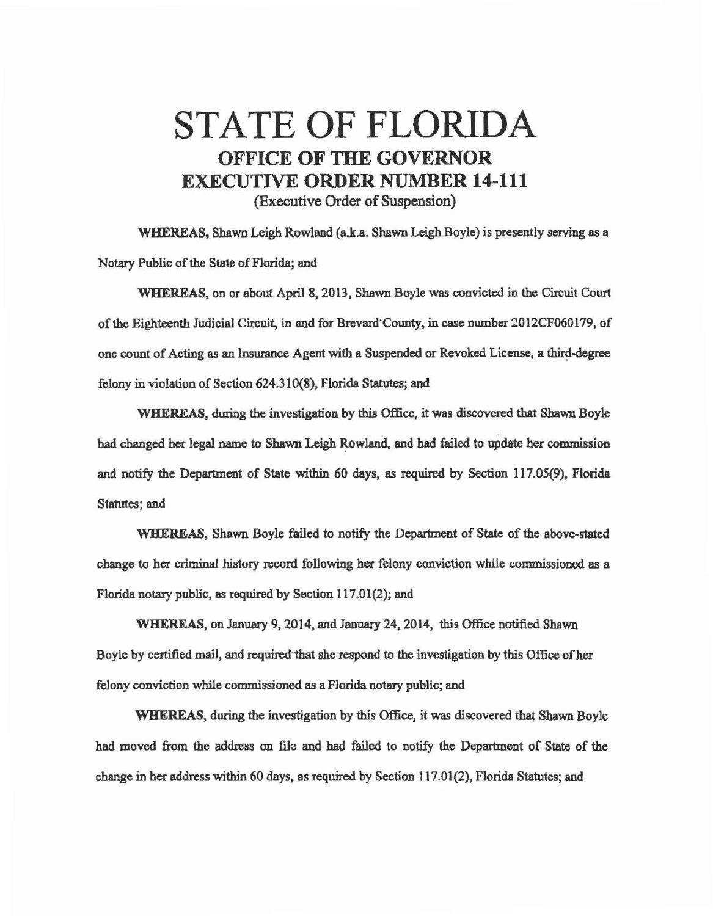# STATE OF FLORIDA
## OFFICE OF THE GOVERNOR
## EXECUTIVE ORDER NUMBER 14-111
(Executive Order of Suspension)

**WHEREAS,** Shawn Leigh Rowland (a.k.a. Shawn Leigh Boyle) is presently serving as a Notary Public of the State of Florida; and

**WHEREAS,** on or about April 8, 2013, Shawn Boyle was convicted in the Circuit Court of the Eighteenth Judicial Circuit, in and for Brevard County, in case number 2012CF060179, of one count of Acting as an Insurance Agent with a Suspended or Revoked License, a third-degree felony in violation of Section 624.310(8), Florida Statutes; and

**WHEREAS,** during the investigation by this Office, it was discovered that Shawn Boyle had changed her legal name to Shawn Leigh Rowland, and had failed to update her commission and notify the Department of State within 60 days, as required by Section 117.05(9), Florida Statutes; and

**WHEREAS,** Shawn Boyle failed to notify the Department of State of the above-stated change to her criminal history record following her felony conviction while commissioned as a Florida notary public, as required by Section 117.01(2); and

**WHEREAS,** on January 9, 2014, and January 24, 2014, this Office notified Shawn Boyle by certified mail, and required that she respond to the investigation by this Office of her felony conviction while commissioned as a Florida notary public; and

**WHEREAS,** during the investigation by this Office, it was discovered that Shawn Boyle had moved from the address on file and had failed to notify the Department of State of the change in her address within 60 days, as required by Section 117.01(2), Florida Statutes; and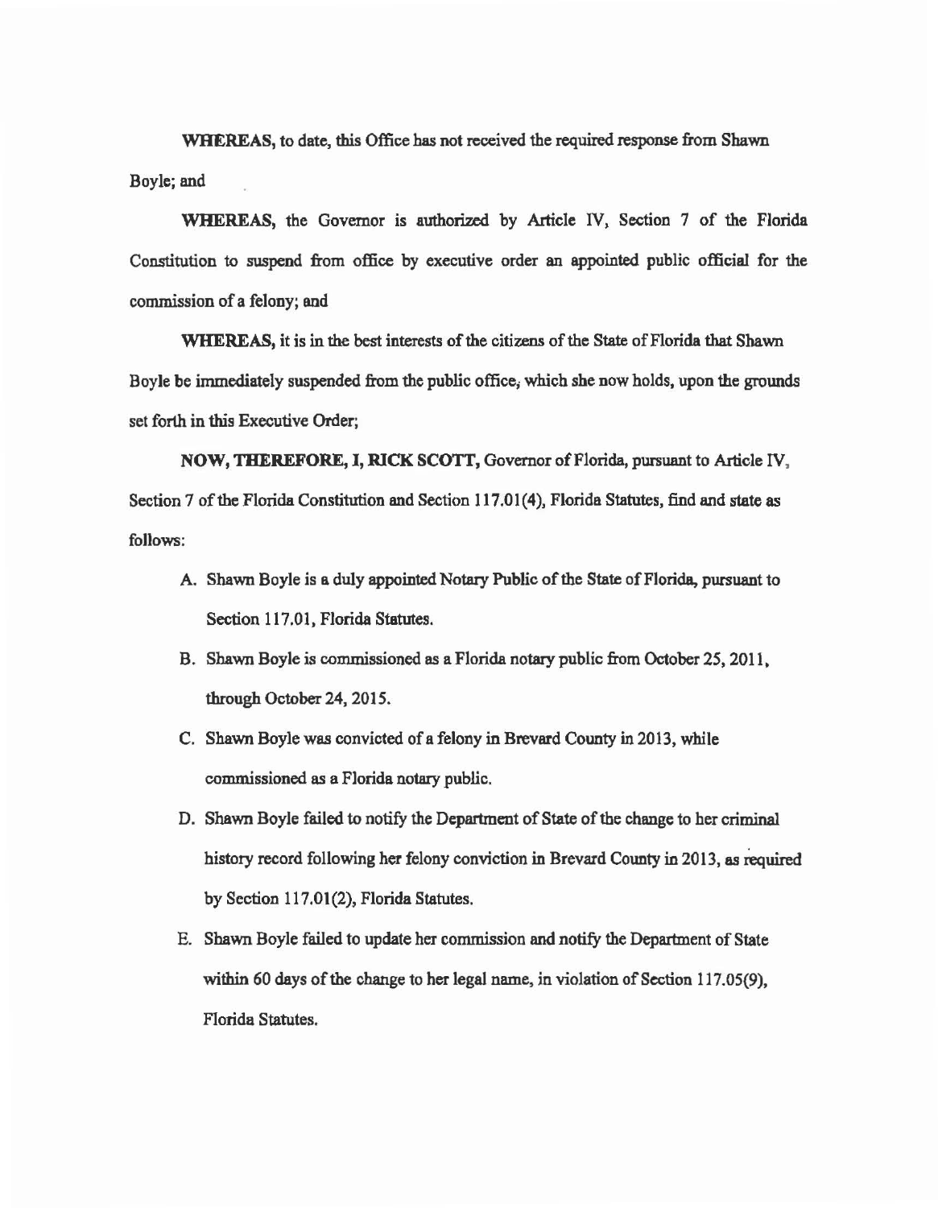**WHEREAS,** to date, this Office has not received the required response from Shawn Boyle; and

**WHEREAS,** the Governor is authorized by Article IV, Section 7 of the Florida Constitution to suspend from office by executive order an appointed public official for the commission of a felony; and

**WHEREAS,** it is in the best interests of the citizens of the State of Florida that Shawn Boyle be immediately suspended from the public office, which she now holds, upon the grounds set forth in this Executive Order;

**NOW, THEREFORE, I, RICK SCOTT,** Governor of Florida, pursuant to Article IV, Section 7 of the Florida Constitution and Section 117.01(4), Florida Statutes, find and state as follows:

A. Shawn Boyle is a duly appointed Notary Public of the State of Florida, pursuant to Section 117.01, Florida Statutes.

B. Shawn Boyle is commissioned as a Florida notary public from October 25, 2011, through October 24, 2015.

C. Shawn Boyle was convicted of a felony in Brevard County in 2013, while commissioned as a Florida notary public.

D. Shawn Boyle failed to notify the Department of State of the change to her criminal history record following her felony conviction in Brevard County in 2013, as required by Section 117.01(2), Florida Statutes.

E. Shawn Boyle failed to update her commission and notify the Department of State within 60 days of the change to her legal name, in violation of Section 117.05(9), Florida Statutes.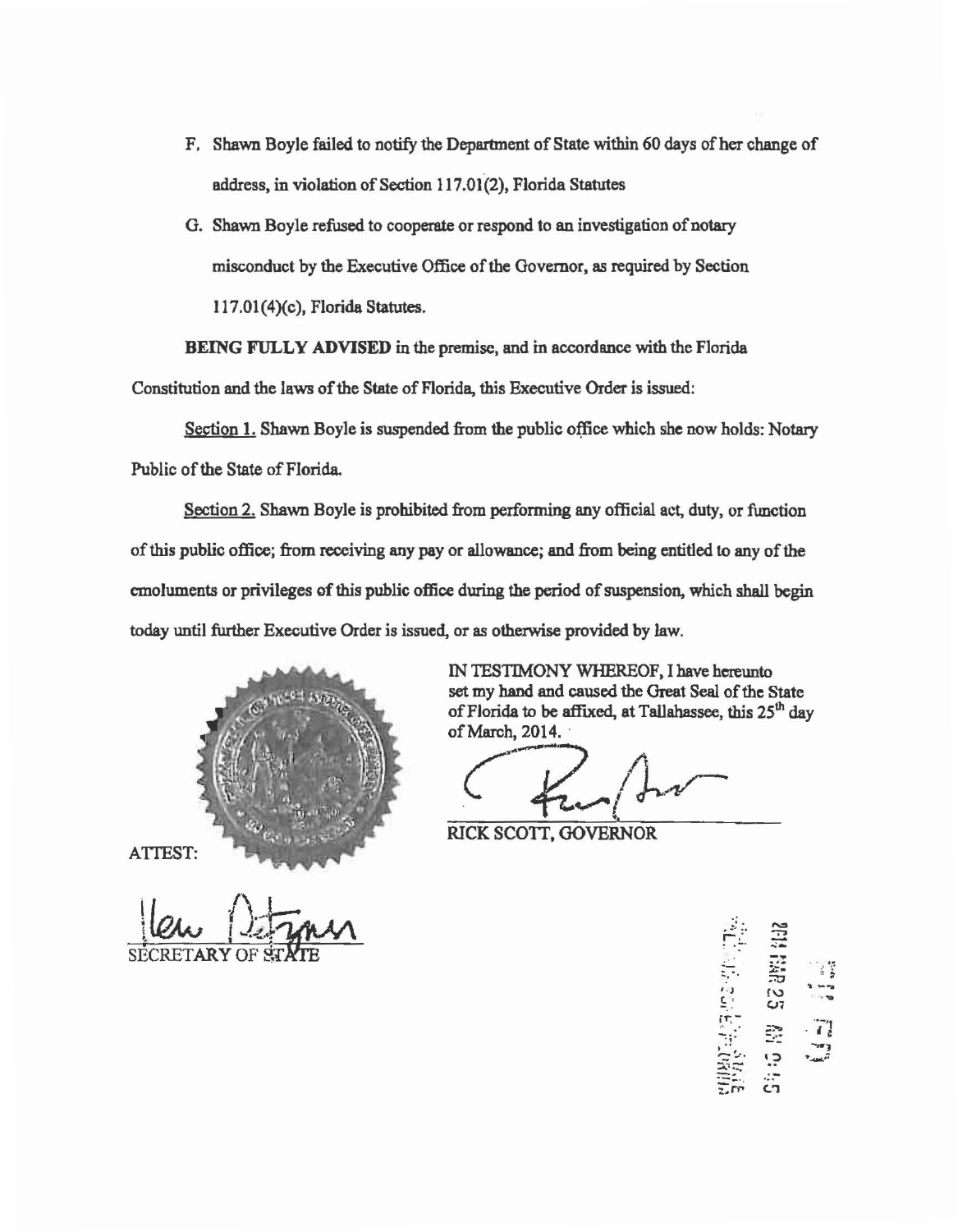F. Shawn Boyle failed to notify the Department of State within 60 days of her change of address, in violation of Section 117.01(2), Florida Statutes

G. Shawn Boyle refused to cooperate or respond to an investigation of notary misconduct by the Executive Office of the Governor, as required by Section 117.01(4)(c), Florida Statutes.

**BEING FULLY ADVISED** in the premise, and in accordance with the Florida Constitution and the laws of the State of Florida, this Executive Order is issued:

Section 1. Shawn Boyle is suspended from the public office which she now holds: Notary Public of the State of Florida.

Section 2. Shawn Boyle is prohibited from performing any official act, duty, or function of this public office; from receiving any pay or allowance; and from being entitled to any of the emoluments or privileges of this public office during the period of suspension, which shall begin today until further Executive Order is issued, or as otherwise provided by law.

IN TESTIMONY WHEREOF, I have hereunto set my hand and caused the Great Seal of the State of Florida to be affixed, at Tallahassee, this 25th day of March, 2014.

RICK SCOTT, GOVERNOR

ATTEST:

SECRETARY OF STATE

2014 MAR 25 AM 9:45

FILED